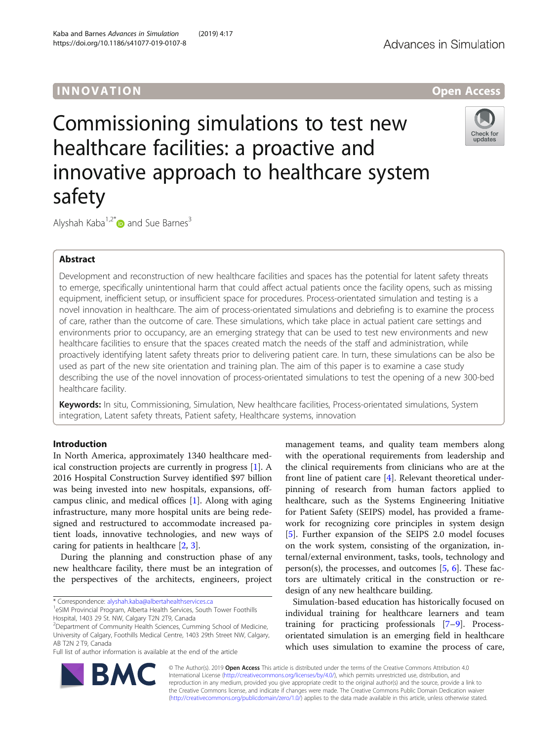INNOVATION

Open Access

# Commissioning simulations to test new healthcare facilities: a proactive and innovative approach to healthcare system safety

Alyshah Kaba[1,2*] and Sue Barnes[3]

## Abstract

Development and reconstruction of new healthcare facilities and spaces has the potential for latent safety threats to emerge, specifically unintentional harm that could affect actual patients once the facility opens, such as missing equipment, inefficient setup, or insufficient space for procedures. Process-orientated simulation and testing is a novel innovation in healthcare. The aim of process-orientated simulations and debriefing is to examine the process of care, rather than the outcome of care. These simulations, which take place in actual patient care settings and environments prior to occupancy, are an emerging strategy that can be used to test new environments and new healthcare facilities to ensure that the spaces created match the needs of the staff and administration, while proactively identifying latent safety threats prior to delivering patient care. In turn, these simulations can be also be used as part of the new site orientation and training plan. The aim of this paper is to examine a case study describing the use of the novel innovation of process-orientated simulations to test the opening of a new 300-bed healthcare facility.

**Keywords:** In situ, Commissioning, Simulation, New healthcare facilities, Process-orientated simulations, System integration, Latent safety threats, Patient safety, Healthcare systems, innovation

## Introduction

In North America, approximately 1340 healthcare medical construction projects are currently in progress [1]. A 2016 Hospital Construction Survey identified $97 billion was being invested into new hospitals, expansions, off-campus clinic, and medical offices [1]. Along with aging infrastructure, many more hospital units are being redesigned and restructured to accommodate increased patient loads, innovative technologies, and new ways of caring for patients in healthcare [2, 3].

During the planning and construction phase of any new healthcare facility, there must be an integration of the perspectives of the architects, engineers, project management teams, and quality team members along with the operational requirements from leadership and the clinical requirements from clinicians who are at the front line of patient care [4]. Relevant theoretical underpinning of research from human factors applied to healthcare, such as the Systems Engineering Initiative for Patient Safety (SEIPS) model, has provided a framework for recognizing core principles in system design [5]. Further expansion of the SEIPS 2.0 model focuses on the work system, consisting of the organization, internal/external environment, tasks, tools, technology and person(s), the processes, and outcomes [5, 6]. These factors are ultimately critical in the construction or redesign of any new healthcare building.

Simulation-based education has historically focused on individual training for healthcare learners and team training for practicing professionals [7–9]. Process-orientated simulation is an emerging field in healthcare which uses simulation to examine the process of care,

* Correspondence: alyshah.kaba@albertahealthservices.ca
[1]eSIM Provincial Program, Alberta Health Services, South Tower Foothills Hospital, 1403 29 St. NW, Calgary T2N 2T9, Canada
[2]Department of Community Health Sciences, Cumming School of Medicine, University of Calgary, Foothills Medical Centre, 1403 29th Street NW, Calgary, AB T2N 2 T9, Canada
Full list of author information is available at the end of the article

© The Author(s). 2019 **Open Access** This article is distributed under the terms of the Creative Commons Attribution 4.0 International License (http://creativecommons.org/licenses/by/4.0/), which permits unrestricted use, distribution, and reproduction in any medium, provided you give appropriate credit to the original author(s) and the source, provide a link to the Creative Commons license, and indicate if changes were made. The Creative Commons Public Domain Dedication waiver (http://creativecommons.org/publicdomain/zero/1.0/) applies to the data made available in this article, unless otherwise stated.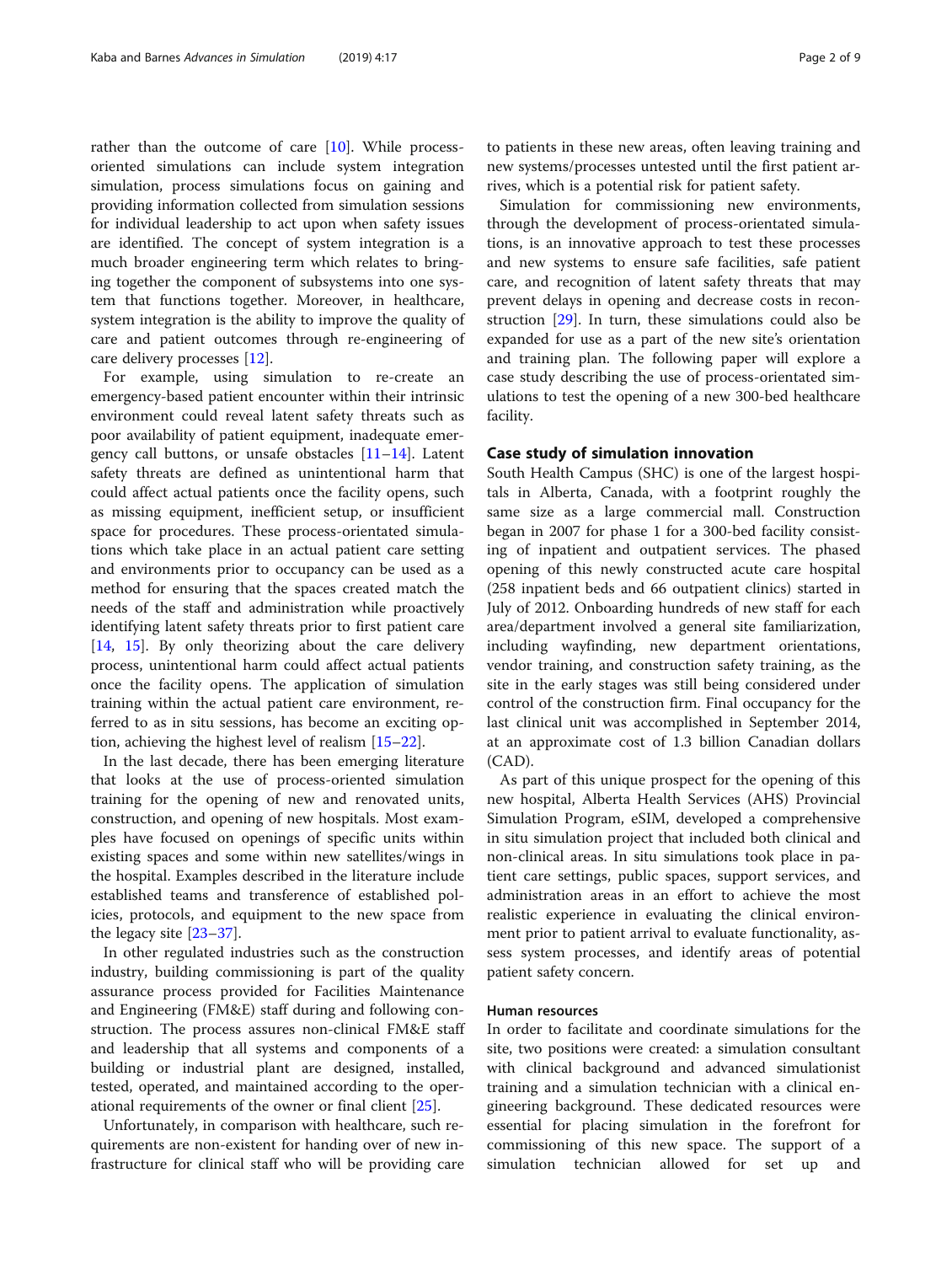rather than the outcome of care [10]. While process-oriented simulations can include system integration simulation, process simulations focus on gaining and providing information collected from simulation sessions for individual leadership to act upon when safety issues are identified. The concept of system integration is a much broader engineering term which relates to bringing together the component of subsystems into one system that functions together. Moreover, in healthcare, system integration is the ability to improve the quality of care and patient outcomes through re-engineering of care delivery processes [12].

For example, using simulation to re-create an emergency-based patient encounter within their intrinsic environment could reveal latent safety threats such as poor availability of patient equipment, inadequate emergency call buttons, or unsafe obstacles [11–14]. Latent safety threats are defined as unintentional harm that could affect actual patients once the facility opens, such as missing equipment, inefficient setup, or insufficient space for procedures. These process-orientated simulations which take place in an actual patient care setting and environments prior to occupancy can be used as a method for ensuring that the spaces created match the needs of the staff and administration while proactively identifying latent safety threats prior to first patient care [14, 15]. By only theorizing about the care delivery process, unintentional harm could affect actual patients once the facility opens. The application of simulation training within the actual patient care environment, referred to as in situ sessions, has become an exciting option, achieving the highest level of realism [15–22].

In the last decade, there has been emerging literature that looks at the use of process-oriented simulation training for the opening of new and renovated units, construction, and opening of new hospitals. Most examples have focused on openings of specific units within existing spaces and some within new satellites/wings in the hospital. Examples described in the literature include established teams and transference of established policies, protocols, and equipment to the new space from the legacy site [23–37].

In other regulated industries such as the construction industry, building commissioning is part of the quality assurance process provided for Facilities Maintenance and Engineering (FM&E) staff during and following construction. The process assures non-clinical FM&E staff and leadership that all systems and components of a building or industrial plant are designed, installed, tested, operated, and maintained according to the operational requirements of the owner or final client [25].

Unfortunately, in comparison with healthcare, such requirements are non-existent for handing over of new infrastructure for clinical staff who will be providing care to patients in these new areas, often leaving training and new systems/processes untested until the first patient arrives, which is a potential risk for patient safety.

Simulation for commissioning new environments, through the development of process-orientated simulations, is an innovative approach to test these processes and new systems to ensure safe facilities, safe patient care, and recognition of latent safety threats that may prevent delays in opening and decrease costs in reconstruction [29]. In turn, these simulations could also be expanded for use as a part of the new site's orientation and training plan. The following paper will explore a case study describing the use of process-orientated simulations to test the opening of a new 300-bed healthcare facility.

## Case study of simulation innovation

South Health Campus (SHC) is one of the largest hospitals in Alberta, Canada, with a footprint roughly the same size as a large commercial mall. Construction began in 2007 for phase 1 for a 300-bed facility consisting of inpatient and outpatient services. The phased opening of this newly constructed acute care hospital (258 inpatient beds and 66 outpatient clinics) started in July of 2012. Onboarding hundreds of new staff for each area/department involved a general site familiarization, including wayfinding, new department orientations, vendor training, and construction safety training, as the site in the early stages was still being considered under control of the construction firm. Final occupancy for the last clinical unit was accomplished in September 2014, at an approximate cost of 1.3 billion Canadian dollars (CAD).

As part of this unique prospect for the opening of this new hospital, Alberta Health Services (AHS) Provincial Simulation Program, eSIM, developed a comprehensive in situ simulation project that included both clinical and non-clinical areas. In situ simulations took place in patient care settings, public spaces, support services, and administration areas in an effort to achieve the most realistic experience in evaluating the clinical environment prior to patient arrival to evaluate functionality, assess system processes, and identify areas of potential patient safety concern.

### Human resources

In order to facilitate and coordinate simulations for the site, two positions were created: a simulation consultant with clinical background and advanced simulationist training and a simulation technician with a clinical engineering background. These dedicated resources were essential for placing simulation in the forefront for commissioning of this new space. The support of a simulation technician allowed for set up and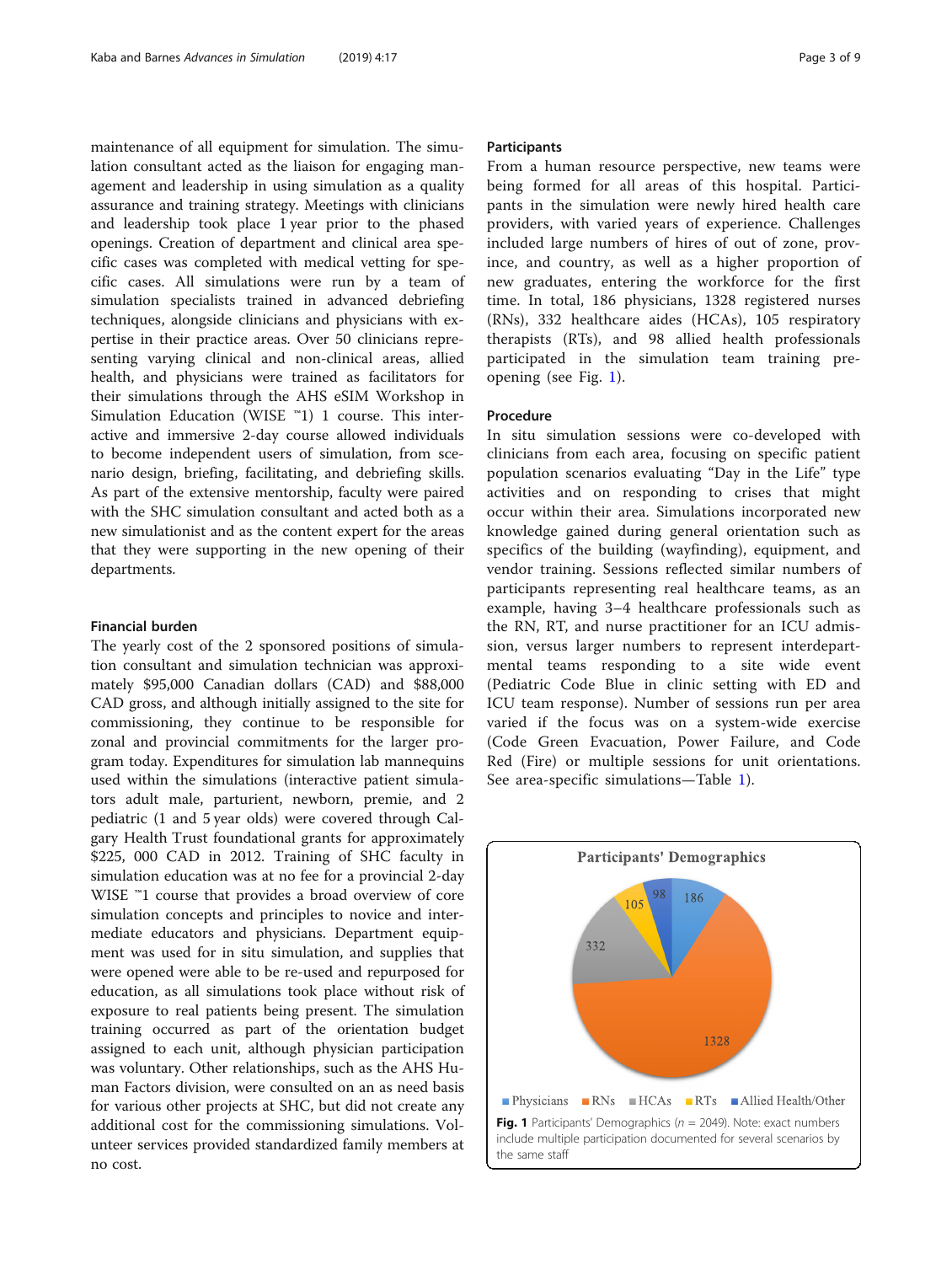maintenance of all equipment for simulation. The simulation consultant acted as the liaison for engaging management and leadership in using simulation as a quality assurance and training strategy. Meetings with clinicians and leadership took place 1 year prior to the phased openings. Creation of department and clinical area specific cases was completed with medical vetting for specific cases. All simulations were run by a team of simulation specialists trained in advanced debriefing techniques, alongside clinicians and physicians with expertise in their practice areas. Over 50 clinicians representing varying clinical and non-clinical areas, allied health, and physicians were trained as facilitators for their simulations through the AHS eSIM Workshop in Simulation Education (WISE ™1) 1 course. This interactive and immersive 2-day course allowed individuals to become independent users of simulation, from scenario design, briefing, facilitating, and debriefing skills. As part of the extensive mentorship, faculty were paired with the SHC simulation consultant and acted both as a new simulationist and as the content expert for the areas that they were supporting in the new opening of their departments.

### Financial burden

The yearly cost of the 2 sponsored positions of simulation consultant and simulation technician was approximately $95,000 Canadian dollars (CAD) and $88,000 CAD gross, and although initially assigned to the site for commissioning, they continue to be responsible for zonal and provincial commitments for the larger program today. Expenditures for simulation lab mannequins used within the simulations (interactive patient simulators adult male, parturient, newborn, premie, and 2 pediatric (1 and 5 year olds) were covered through Calgary Health Trust foundational grants for approximately $225, 000 CAD in 2012. Training of SHC faculty in simulation education was at no fee for a provincial 2-day WISE ™1 course that provides a broad overview of core simulation concepts and principles to novice and intermediate educators and physicians. Department equipment was used for in situ simulation, and supplies that were opened were able to be re-used and repurposed for education, as all simulations took place without risk of exposure to real patients being present. The simulation training occurred as part of the orientation budget assigned to each unit, although physician participation was voluntary. Other relationships, such as the AHS Human Factors division, were consulted on an as need basis for various other projects at SHC, but did not create any additional cost for the commissioning simulations. Volunteer services provided standardized family members at no cost.

### Participants

From a human resource perspective, new teams were being formed for all areas of this hospital. Participants in the simulation were newly hired health care providers, with varied years of experience. Challenges included large numbers of hires of out of zone, province, and country, as well as a higher proportion of new graduates, entering the workforce for the first time. In total, 186 physicians, 1328 registered nurses (RNs), 332 healthcare aides (HCAs), 105 respiratory therapists (RTs), and 98 allied health professionals participated in the simulation team training pre-opening (see Fig. 1).

### Procedure

In situ simulation sessions were co-developed with clinicians from each area, focusing on specific patient population scenarios evaluating "Day in the Life" type activities and on responding to crises that might occur within their area. Simulations incorporated new knowledge gained during general orientation such as specifics of the building (wayfinding), equipment, and vendor training. Sessions reflected similar numbers of participants representing real healthcare teams, as an example, having 3–4 healthcare professionals such as the RN, RT, and nurse practitioner for an ICU admission, versus larger numbers to represent interdepartmental teams responding to a site wide event (Pediatric Code Blue in clinic setting with ED and ICU team response). Number of sessions run per area varied if the focus was on a system-wide exercise (Code Green Evacuation, Power Failure, and Code Red (Fire) or multiple sessions for unit orientations. See area-specific simulations—Table 1).

Participants' Demographics

186
1328
332
105
98

Physicians RNs HCAs RTs Allied Health/Other

**Fig. 1** Participants' Demographics (n = 2049). Note: exact numbers include multiple participation documented for several scenarios by the same staff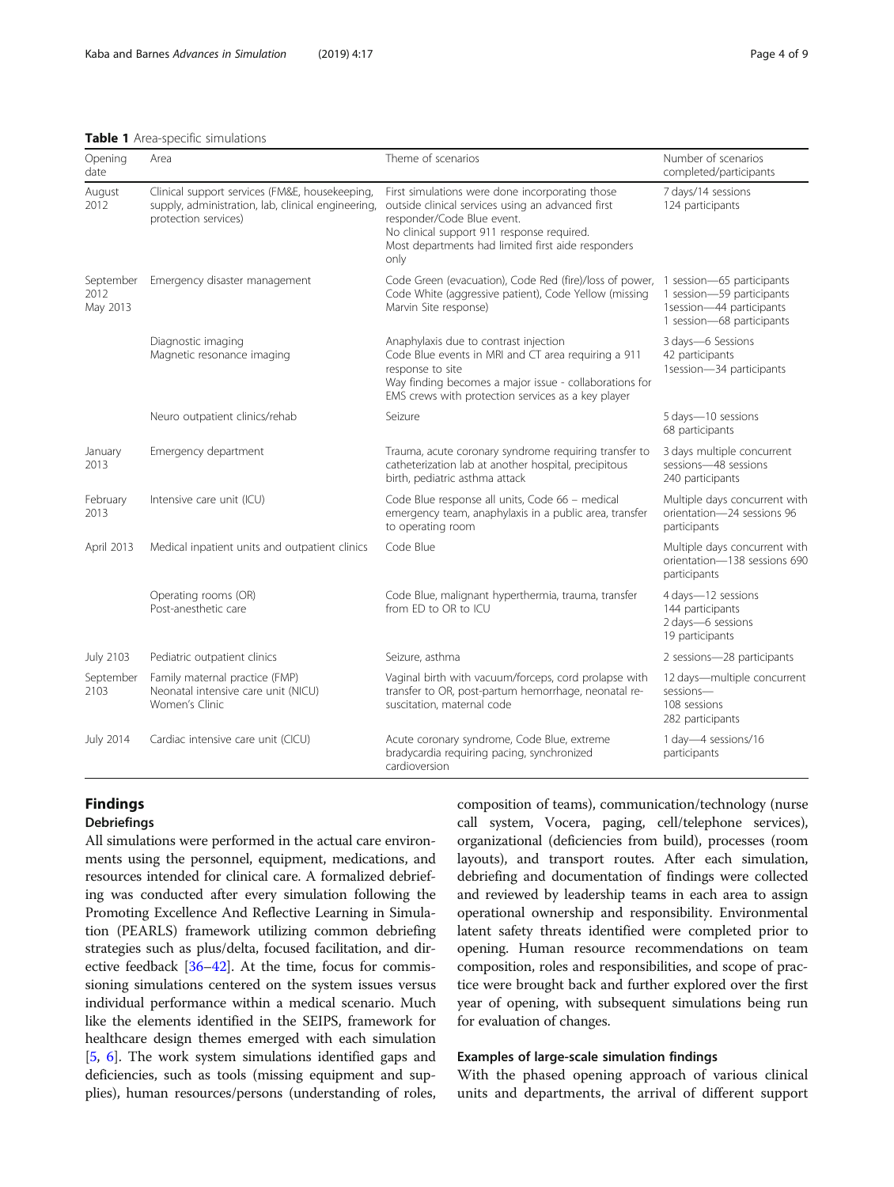**Table 1** Area-specific simulations

| Opening date | Area | Theme of scenarios | Number of scenarios completed/participants |
|---|---|---|---|
| August 2012 | Clinical support services (FM&E, housekeeping, supply, administration, lab, clinical engineering, protection services) | First simulations were done incorporating those outside clinical services using an advanced first responder/Code Blue event. No clinical support 911 response required. Most departments had limited first aide responders only | 7 days/14 sessions 124 participants |
| September 2012 May 2013 | Emergency disaster management | Code Green (evacuation), Code Red (fire)/loss of power, Code White (aggressive patient), Code Yellow (missing Marvin Site response) | 1 session—65 participants 1 session—59 participants 1session—44 participants 1 session—68 participants |
| | Diagnostic imaging Magnetic resonance imaging | Anaphylaxis due to contrast injection Code Blue events in MRI and CT area requiring a 911 response to site Way finding becomes a major issue - collaborations for EMS crews with protection services as a key player | 3 days—6 Sessions 42 participants 1session—34 participants |
| | Neuro outpatient clinics/rehab | Seizure | 5 days—10 sessions 68 participants |
| January 2013 | Emergency department | Trauma, acute coronary syndrome requiring transfer to catheterization lab at another hospital, precipitous birth, pediatric asthma attack | 3 days multiple concurrent sessions—48 sessions 240 participants |
| February 2013 | Intensive care unit (ICU) | Code Blue response all units, Code 66 – medical emergency team, anaphylaxis in a public area, transfer to operating room | Multiple days concurrent with orientation—24 sessions 96 participants |
| April 2013 | Medical inpatient units and outpatient clinics | Code Blue | Multiple days concurrent with orientation—138 sessions 690 participants |
| | Operating rooms (OR) Post-anesthetic care | Code Blue, malignant hyperthermia, trauma, transfer from ED to OR to ICU | 4 days—12 sessions 144 participants 2 days—6 sessions 19 participants |
| July 2103 | Pediatric outpatient clinics | Seizure, asthma | 2 sessions—28 participants |
| September 2103 | Family maternal practice (FMP) Neonatal intensive care unit (NICU) Women's Clinic | Vaginal birth with vacuum/forceps, cord prolapse with transfer to OR, post-partum hemorrhage, neonatal re-suscitation, maternal code | 12 days—multiple concurrent sessions— 108 sessions 282 participants |
| July 2014 | Cardiac intensive care unit (CICU) | Acute coronary syndrome, Code Blue, extreme bradycardia requiring pacing, synchronized cardioversion | 1 day—4 sessions/16 participants |

## Findings

### Debriefings

All simulations were performed in the actual care environments using the personnel, equipment, medications, and resources intended for clinical care. A formalized debriefing was conducted after every simulation following the Promoting Excellence And Reflective Learning in Simulation (PEARLS) framework utilizing common debriefing strategies such as plus/delta, focused facilitation, and directive feedback [36–42]. At the time, focus for commissioning simulations centered on the system issues versus individual performance within a medical scenario. Much like the elements identified in the SEIPS, framework for healthcare design themes emerged with each simulation [5, 6]. The work system simulations identified gaps and deficiencies, such as tools (missing equipment and supplies), human resources/persons (understanding of roles, composition of teams), communication/technology (nurse call system, Vocera, paging, cell/telephone services), organizational (deficiencies from build), processes (room layouts), and transport routes. After each simulation, debriefing and documentation of findings were collected and reviewed by leadership teams in each area to assign operational ownership and responsibility. Environmental latent safety threats identified were completed prior to opening. Human resource recommendations on team composition, roles and responsibilities, and scope of practice were brought back and further explored over the first year of opening, with subsequent simulations being run for evaluation of changes.

### Examples of large-scale simulation findings

With the phased opening approach of various clinical units and departments, the arrival of different support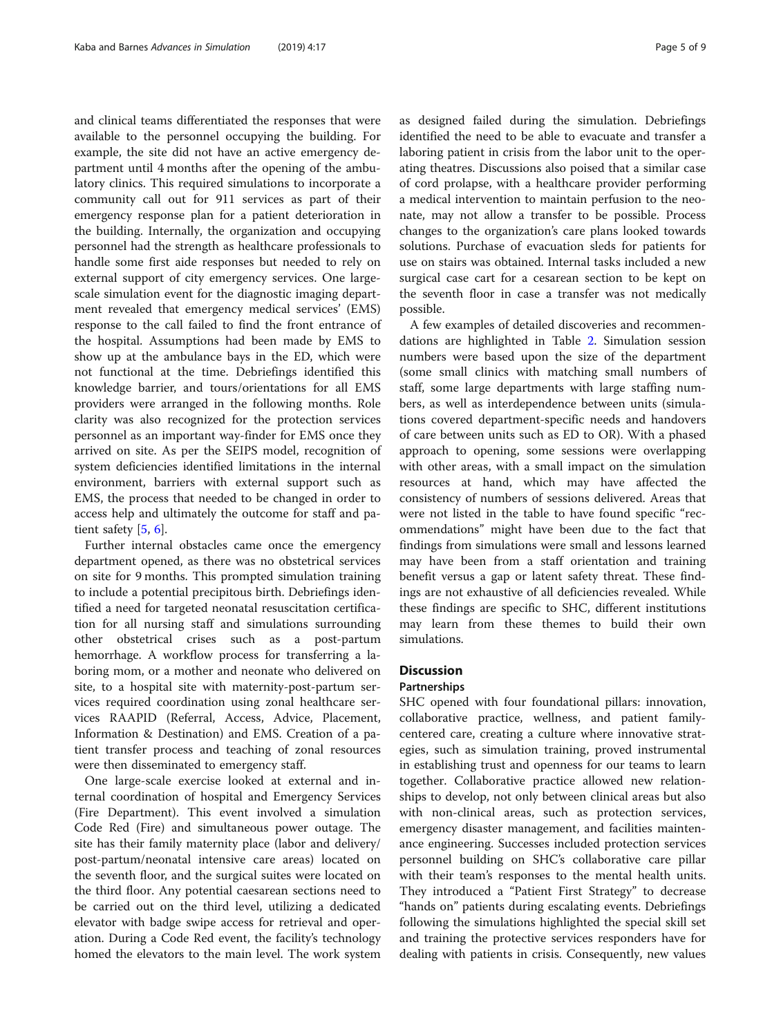and clinical teams differentiated the responses that were available to the personnel occupying the building. For example, the site did not have an active emergency department until 4 months after the opening of the ambulatory clinics. This required simulations to incorporate a community call out for 911 services as part of their emergency response plan for a patient deterioration in the building. Internally, the organization and occupying personnel had the strength as healthcare professionals to handle some first aide responses but needed to rely on external support of city emergency services. One large-scale simulation event for the diagnostic imaging department revealed that emergency medical services' (EMS) response to the call failed to find the front entrance of the hospital. Assumptions had been made by EMS to show up at the ambulance bays in the ED, which were not functional at the time. Debriefings identified this knowledge barrier, and tours/orientations for all EMS providers were arranged in the following months. Role clarity was also recognized for the protection services personnel as an important way-finder for EMS once they arrived on site. As per the SEIPS model, recognition of system deficiencies identified limitations in the internal environment, barriers with external support such as EMS, the process that needed to be changed in order to access help and ultimately the outcome for staff and patient safety [5, 6].

Further internal obstacles came once the emergency department opened, as there was no obstetrical services on site for 9 months. This prompted simulation training to include a potential precipitous birth. Debriefings identified a need for targeted neonatal resuscitation certification for all nursing staff and simulations surrounding other obstetrical crises such as a post-partum hemorrhage. A workflow process for transferring a laboring mom, or a mother and neonate who delivered on site, to a hospital site with maternity-post-partum services required coordination using zonal healthcare services RAAPID (Referral, Access, Advice, Placement, Information & Destination) and EMS. Creation of a patient transfer process and teaching of zonal resources were then disseminated to emergency staff.

One large-scale exercise looked at external and internal coordination of hospital and Emergency Services (Fire Department). This event involved a simulation Code Red (Fire) and simultaneous power outage. The site has their family maternity place (labor and delivery/post-partum/neonatal intensive care areas) located on the seventh floor, and the surgical suites were located on the third floor. Any potential caesarean sections need to be carried out on the third level, utilizing a dedicated elevator with badge swipe access for retrieval and operation. During a Code Red event, the facility's technology homed the elevators to the main level. The work system as designed failed during the simulation. Debriefings identified the need to be able to evacuate and transfer a laboring patient in crisis from the labor unit to the operating theatres. Discussions also poised that a similar case of cord prolapse, with a healthcare provider performing a medical intervention to maintain perfusion to the neonate, may not allow a transfer to be possible. Process changes to the organization's care plans looked towards solutions. Purchase of evacuation sleds for patients for use on stairs was obtained. Internal tasks included a new surgical case cart for a cesarean section to be kept on the seventh floor in case a transfer was not medically possible.

A few examples of detailed discoveries and recommendations are highlighted in Table 2. Simulation session numbers were based upon the size of the department (some small clinics with matching small numbers of staff, some large departments with large staffing numbers, as well as interdependence between units (simulations covered department-specific needs and handovers of care between units such as ED to OR). With a phased approach to opening, some sessions were overlapping with other areas, with a small impact on the simulation resources at hand, which may have affected the consistency of numbers of sessions delivered. Areas that were not listed in the table to have found specific "recommendations" might have been due to the fact that findings from simulations were small and lessons learned may have been from a staff orientation and training benefit versus a gap or latent safety threat. These findings are not exhaustive of all deficiencies revealed. While these findings are specific to SHC, different institutions may learn from these themes to build their own simulations.

## Discussion

### Partnerships

SHC opened with four foundational pillars: innovation, collaborative practice, wellness, and patient family-centered care, creating a culture where innovative strategies, such as simulation training, proved instrumental in establishing trust and openness for our teams to learn together. Collaborative practice allowed new relationships to develop, not only between clinical areas but also with non-clinical areas, such as protection services, emergency disaster management, and facilities maintenance engineering. Successes included protection services personnel building on SHC's collaborative care pillar with their team's responses to the mental health units. They introduced a "Patient First Strategy" to decrease "hands on" patients during escalating events. Debriefings following the simulations highlighted the special skill set and training the protective services responders have for dealing with patients in crisis. Consequently, new values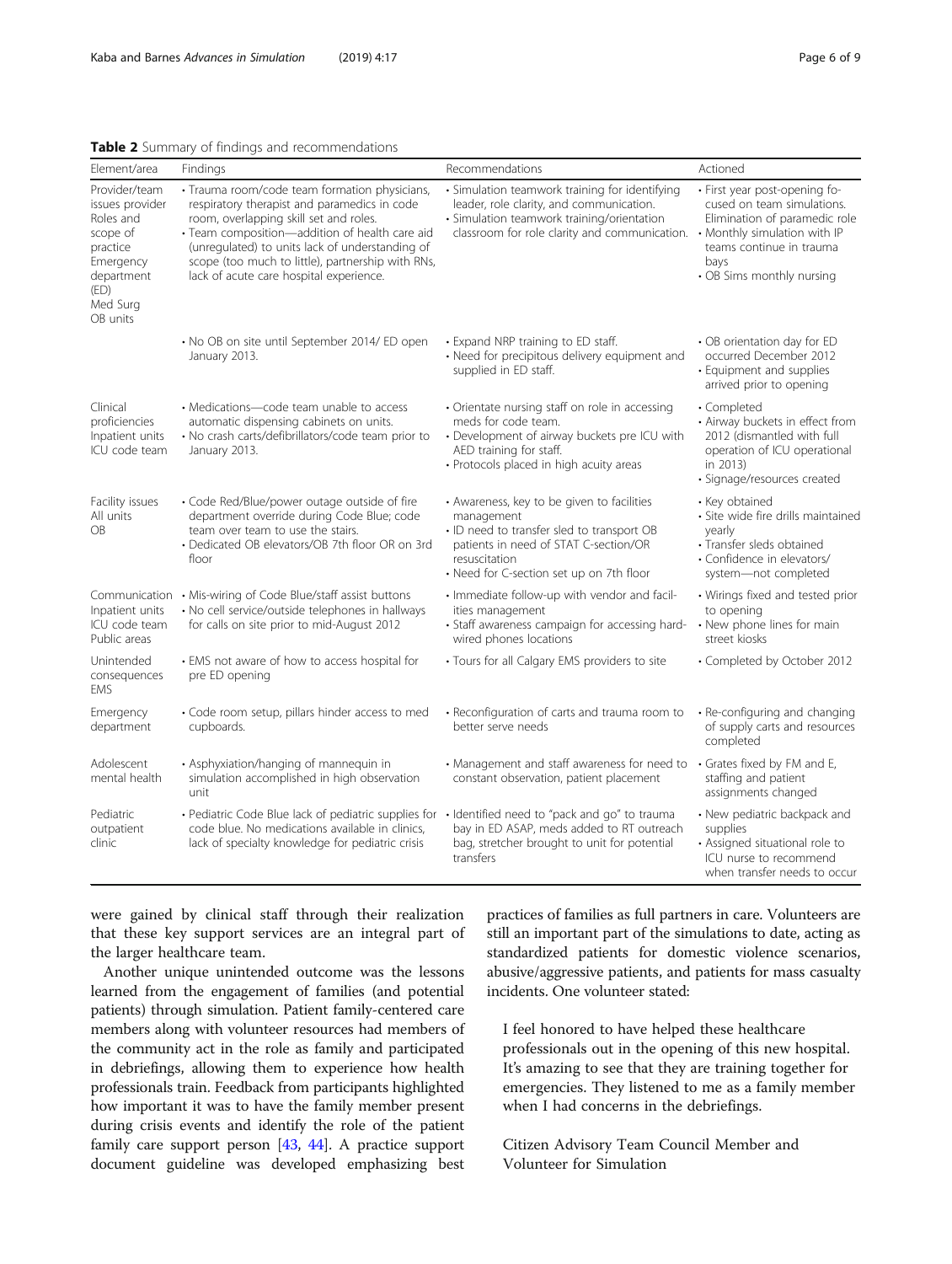**Table 2** Summary of findings and recommendations

| Element/area | Findings | Recommendations | Actioned |
| --- | --- | --- | --- |
| Provider/team issues provider Roles and scope of practice Emergency department (ED) Med Surg OB units | • Trauma room/code team formation physicians, respiratory therapist and paramedics in code room, overlapping skill set and roles.<br>• Team composition—addition of health care aid (unregulated) to units lack of understanding of scope (too much to little), partnership with RNs, lack of acute care hospital experience. | • Simulation teamwork training for identifying leader, role clarity, and communication.<br>• Simulation teamwork training/orientation classroom for role clarity and communication. | • First year post-opening focused on team simulations. Elimination of paramedic role<br>• Monthly simulation with IP teams continue in trauma bays<br>• OB Sims monthly nursing |
| | • No OB on site until September 2014/ ED open January 2013. | • Expand NRP training to ED staff.<br>• Need for precipitous delivery equipment and supplied in ED staff. | • OB orientation day for ED occurred December 2012<br>• Equipment and supplies arrived prior to opening |
| Clinical proficiencies Inpatient units ICU code team | • Medications—code team unable to access automatic dispensing cabinets on units.<br>• No crash carts/defibrillators/code team prior to January 2013. | • Orientate nursing staff on role in accessing meds for code team.<br>• Development of airway buckets pre ICU with AED training for staff.<br>• Protocols placed in high acuity areas | • Completed<br>• Airway buckets in effect from 2012 (dismantled with full operation of ICU operational in 2013)<br>• Signage/resources created |
| Facility issues All units OB | • Code Red/Blue/power outage outside of fire department override during Code Blue; code team over team to use the stairs.<br>• Dedicated OB elevators/OB 7th floor OR on 3rd floor | • Awareness, key to be given to facilities management<br>• ID need to transfer sled to transport OB patients in need of STAT C-section/OR resuscitation<br>• Need for C-section set up on 7th floor | • Site wide fire drills maintained yearly<br>• Transfer sleds obtained<br>• Confidence in elevators/ system—not completed |
| Communication Inpatient units ICU code team Public areas | • Mis-wiring of Code Blue/staff assist buttons<br>• No cell service/outside telephones in hallways for calls on site prior to mid-August 2012 | • Immediate follow-up with vendor and facilities management<br>• Staff awareness campaign for accessing hard-wired phones locations | • Wirings fixed and tested prior to opening<br>• New phone lines for main street kiosks |
| Unintended consequences EMS | • EMS not aware of how to access hospital for pre ED opening | • Tours for all Calgary EMS providers to site | • Completed by October 2012 |
| Emergency department | • Code room setup, pillars hinder access to med cupboards. | • Reconfiguration of carts and trauma room to better serve needs | • Re-configuring and changing of supply carts and resources completed |
| Adolescent mental health | • Asphyxiation/hanging of mannequin in simulation accomplished in high observation unit | • Management and staff awareness for need to constant observation, patient placement | • Grates fixed by FM and E, staffing and patient assignments changed |
| Pediatric outpatient clinic | • Pediatric Code Blue lack of pediatric supplies for code blue. No medications available in clinics, lack of specialty knowledge for pediatric crisis | • Identified need to "pack and go" to trauma bay in ED ASAP, meds added to RT outreach bag, stretcher brought to unit for potential transfers | • New pediatric backpack and supplies<br>• Assigned situational role to ICU nurse to recommend when transfer needs to occur |

were gained by clinical staff through their realization that these key support services are an integral part of the larger healthcare team.

Another unique unintended outcome was the lessons learned from the engagement of families (and potential patients) through simulation. Patient family-centered care members along with volunteer resources had members of the community act in the role as family and participated in debriefings, allowing them to experience how health professionals train. Feedback from participants highlighted how important it was to have the family member present during crisis events and identify the role of the patient family care support person [43, 44]. A practice support document guideline was developed emphasizing best practices of families as full partners in care. Volunteers are still an important part of the simulations to date, acting as standardized patients for domestic violence scenarios, abusive/aggressive patients, and patients for mass casualty incidents. One volunteer stated:

> I feel honored to have helped these healthcare professionals out in the opening of this new hospital. It's amazing to see that they are training together for emergencies. They listened to me as a family member when I had concerns in the debriefings.
>
> Citizen Advisory Team Council Member and Volunteer for Simulation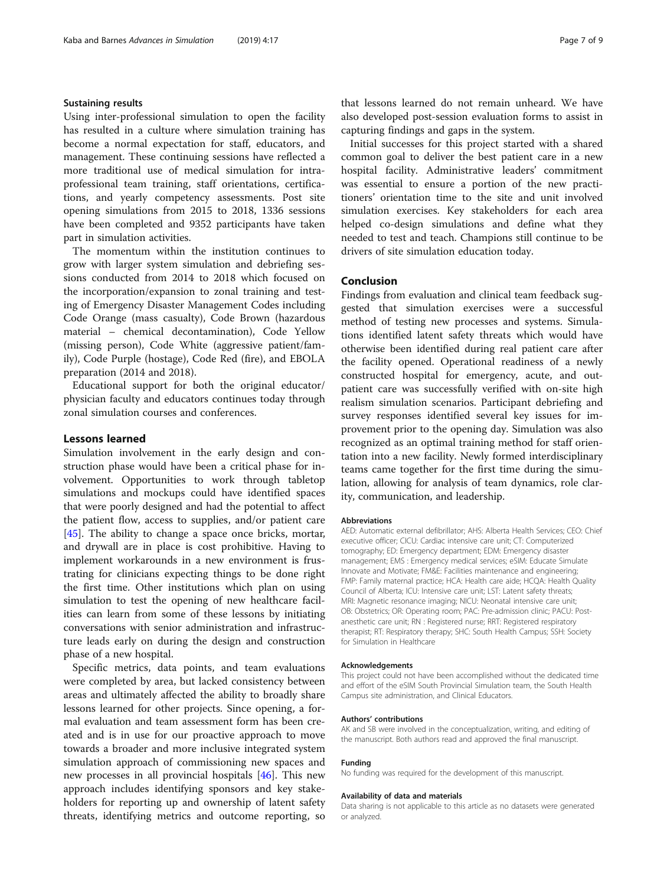### Sustaining results

Using inter-professional simulation to open the facility has resulted in a culture where simulation training has become a normal expectation for staff, educators, and management. These continuing sessions have reflected a more traditional use of medical simulation for intra-professional team training, staff orientations, certifications, and yearly competency assessments. Post site opening simulations from 2015 to 2018, 1336 sessions have been completed and 9352 participants have taken part in simulation activities.

The momentum within the institution continues to grow with larger system simulation and debriefing sessions conducted from 2014 to 2018 which focused on the incorporation/expansion to zonal training and testing of Emergency Disaster Management Codes including Code Orange (mass casualty), Code Brown (hazardous material – chemical decontamination), Code Yellow (missing person), Code White (aggressive patient/family), Code Purple (hostage), Code Red (fire), and EBOLA preparation (2014 and 2018).

Educational support for both the original educator/physician faculty and educators continues today through zonal simulation courses and conferences.

## Lessons learned

Simulation involvement in the early design and construction phase would have been a critical phase for involvement. Opportunities to work through tabletop simulations and mockups could have identified spaces that were poorly designed and had the potential to affect the patient flow, access to supplies, and/or patient care [45]. The ability to change a space once bricks, mortar, and drywall are in place is cost prohibitive. Having to implement workarounds in a new environment is frustrating for clinicians expecting things to be done right the first time. Other institutions which plan on using simulation to test the opening of new healthcare facilities can learn from some of these lessons by initiating conversations with senior administration and infrastructure leads early on during the design and construction phase of a new hospital.

Specific metrics, data points, and team evaluations were completed by area, but lacked consistency between areas and ultimately affected the ability to broadly share lessons learned for other projects. Since opening, a formal evaluation and team assessment form has been created and is in use for our proactive approach to move towards a broader and more inclusive integrated system simulation approach of commissioning new spaces and new processes in all provincial hospitals [46]. This new approach includes identifying sponsors and key stakeholders for reporting up and ownership of latent safety threats, identifying metrics and outcome reporting, so that lessons learned do not remain unheard. We have also developed post-session evaluation forms to assist in capturing findings and gaps in the system.

Initial successes for this project started with a shared common goal to deliver the best patient care in a new hospital facility. Administrative leaders' commitment was essential to ensure a portion of the new practitioners' orientation time to the site and unit involved simulation exercises. Key stakeholders for each area helped co-design simulations and define what they needed to test and teach. Champions still continue to be drivers of site simulation education today.

## Conclusion

Findings from evaluation and clinical team feedback suggested that simulation exercises were a successful method of testing new processes and systems. Simulations identified latent safety threats which would have otherwise been identified during real patient care after the facility opened. Operational readiness of a newly constructed hospital for emergency, acute, and outpatient care was successfully verified with on-site high realism simulation scenarios. Participant debriefing and survey responses identified several key issues for improvement prior to the opening day. Simulation was also recognized as an optimal training method for staff orientation into a new facility. Newly formed interdisciplinary teams came together for the first time during the simulation, allowing for analysis of team dynamics, role clarity, communication, and leadership.

#### Abbreviations

AED: Automatic external defibrillator; AHS: Alberta Health Services; CEO: Chief executive officer; CICU: Cardiac intensive care unit; CT: Computerized tomography; ED: Emergency department; EDM: Emergency disaster management; EMS : Emergency medical services; eSIM: Educate Simulate Innovate and Motivate; FM&E: Facilities maintenance and engineering; FMP: Family maternal practice; HCA: Health care aide; HCQA: Health Quality Council of Alberta; ICU: Intensive care unit; LST: Latent safety threats; MRI: Magnetic resonance imaging; NICU: Neonatal intensive care unit; OB: Obstetrics; OR: Operating room; PAC: Pre-admission clinic; PACU: Post-anesthetic care unit; RN : Registered nurse; RRT: Registered respiratory therapist; RT: Respiratory therapy; SHC: South Health Campus; SSH: Society for Simulation in Healthcare

#### Acknowledgements

This project could not have been accomplished without the dedicated time and effort of the eSIM South Provincial Simulation team, the South Health Campus site administration, and Clinical Educators.

#### Authors' contributions

AK and SB were involved in the conceptualization, writing, and editing of the manuscript. Both authors read and approved the final manuscript.

#### Funding

No funding was required for the development of this manuscript.

#### Availability of data and materials

Data sharing is not applicable to this article as no datasets were generated or analyzed.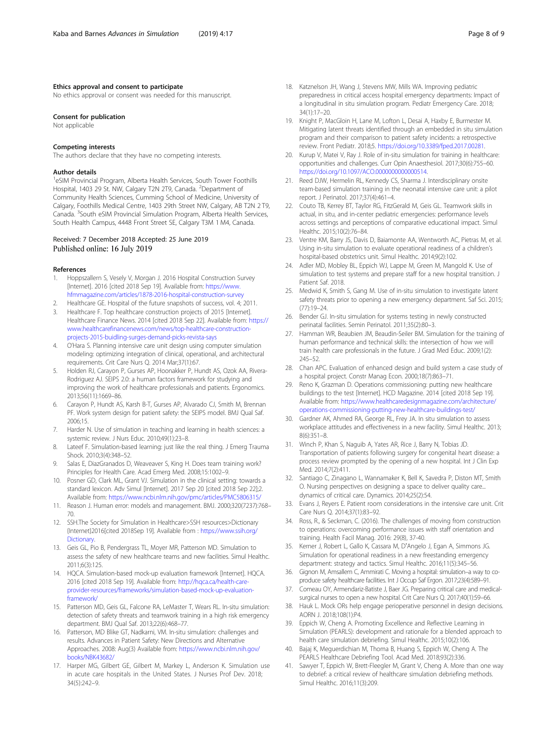### Ethics approval and consent to participate

No ethics approval or consent was needed for this manuscript.

### Consent for publication

Not applicable

### Competing interests

The authors declare that they have no competing interests.

### Author details

[1]eSIM Provincial Program, Alberta Health Services, South Tower Foothills Hospital, 1403 29 St. NW, Calgary T2N 2T9, Canada. [2]Department of Community Health Sciences, Cumming School of Medicine, University of Calgary, Foothills Medical Centre, 1403 29th Street NW, Calgary, AB T2N 2 T9, Canada. [3]South eSIM Provincial Simulation Program, Alberta Health Services, South Health Campus, 4448 Front Street SE, Calgary T3M 1 M4, Canada.

Received: 7 December 2018 Accepted: 25 June 2019
Published online: 16 July 2019

### References

1. Hoppszallern S, Vesely V, Morgan J. 2016 Hospital Construction Survey [Internet]. 2016 [cited 2018 Sep 19]. Available from: https://www.hfmmagazine.com/articles/1878-2016-hospital-construction-survey
2. Healthcare GE. Hospital of the future snapshots of success, vol. 4; 2011.
3. Healthcare F. Top healthcare construction projects of 2015 [Internet]. Healthcare Finance News. 2014 [cited 2018 Sep 22]. Available from: https://www.healthcarefinancenews.com/news/top-healthcare-construction-projects-2015-buidling-surges-demand-picks-revista-says
4. O'Hara S. Planning intensive care unit design using computer simulation modeling: optimizing integration of clinical, operational, and architectural requirements. Crit Care Nurs Q. 2014 Mar;37(1):67.
5. Holden RJ, Carayon P, Gurses AP, Hoonakker P, Hundt AS, Ozok AA, Rivera-Rodriguez AJ. SEIPS 2.0: a human factors framework for studying and improving the work of healthcare professionals and patients. Ergonomics. 2013;56(11):1669–86.
6. Carayon P, Hundt AS, Karsh B-T, Gurses AP, Alvarado CJ, Smith M, Brennan PF. Work system design for patient safety: the SEIPS model. BMJ Qual Saf. 2006;15.
7. Harder N. Use of simulation in teaching and learning in health sciences: a systemic review. J Nurs Educ. 2010;49(1):23–8.
8. Lateef F. Simulation-based learning: just like the real thing. J Emerg Trauma Shock. 2010;3(4):348–52.
9. Salas E, DiazGranados D, Weaveaver S, King H. Does team training work? Principles for Health Care. Acad Emerg Med. 2008;15:1002–9.
10. Posner GD, Clark ML, Grant VJ. Simulation in the clinical setting: towards a standard lexicon. Adv Simul [Internet]. 2017 Sep 20 [cited 2018 Sep 22];2. Available from: https://www.ncbi.nlm.nih.gov/pmc/articles/PMC5806315/
11. Reason J. Human error: models and management. BMJ. 2000;320(7237):768–70.
12. SSH.The Society for Simulation in Healthcare>SSH resources>Dictionary {Internet]2016[cited 2018Sep 19]. Available from : https://www.ssih.org/Dictionary.
13. Geis GL, Pio B, Pendergrass TL, Moyer MR, Patterson MD. Simulation to assess the safety of new healthcare teams and new facilities. Simul Healthc. 2011;6(3):125.
14. HQCA. Simulation-based mock-up evaluation framework [Internet]. HQCA. 2016 [cited 2018 Sep 19]. Available from: http://hqca.ca/health-care-provider-resources/frameworks/simulation-based-mock-up-evaluation-framework/
15. Patterson MD, Geis GL, Falcone RA, LeMaster T, Wears RL. In-situ simulation: detection of safety threats and teamwork training in a high risk emergency department. BMJ Qual Saf. 2013;22(6):468–77.
16. Patterson, MD Blike GT, Nadkarni, VM. In-situ simulation: challenges and results. Advances in Patient Safety: New Directions and Alternative Approaches. 2008: Aug(3) Available from: https://www.ncbi.nlm.nih.gov/books/NBK43682/
17. Harper MG, Gilbert GE, Gilbert M, Markey L, Anderson K. Simulation use in acute care hospitals in the United States. J Nurses Prof Dev. 2018; 34(5):242–9.
18. Katznelson JH, Wang J, Stevens MW, Mills WA. Improving pediatric preparedness in critical access hospital emergency departments: Impact of a longitudinal in situ simulation program. Pediatr Emergency Care. 2018; 34(1):17–20.
19. Knight P, MacGloin H, Lane M, Lofton L, Desai A, Haxby E, Burmester M. Mitigating latent threats identified through an embedded in situ simulation program and their comparison to patient safety incidents: a retrospective review. Front Pediatr. 2018;5. https://doi.org/10.3389/fped.2017.00281.
20. Kurup V, Matei V, Ray J. Role of in-situ simulation for training in healthcare: opportunities and challenges. Curr Opin Anaesthesiol. 2017;30(6):755–60. https://doi.org/10.1097/ACO.0000000000000514.
21. Reed DJW, Hermelin RL, Kennedy CS, Sharma J. Interdisciplinary onsite team-based simulation training in the neonatal intensive care unit: a pilot report. J Perinatol. 2017;37(4):461–4.
22. Couto TB, Kerrey BT, Taylor RG, FitzGerald M, Geis GL. Teamwork skills in actual, in situ, and in-center pediatric emergencies: performance levels across settings and perceptions of comparative educational impact. Simul Healthc. 2015;10(2):76–84.
23. Ventre KM, Barry JS, Davis D, Baiamonte AA, Wentworth AC, Pietras M, et al. Using in-situ simulation to evaluate operational readiness of a children's hospital-based obstetrics unit. Simul Healthc. 2014;9(2):102.
24. Adler MD, Mobley BL, Eppich WJ, Lappe M, Green M, Mangold K. Use of simulation to test systems and prepare staff for a new hospital transition. J Patient Saf. 2018.
25. Medwid K, Smith S, Gang M. Use of in-situ simulation to investigate latent safety threats prior to opening a new emergency department. Saf Sci. 2015; (77):19–24.
26. Bender GJ. In-situ simulation for systems testing in newly constructed perinatal facilities. Semin Perinatol. 2011;35(2):80–3.
27. Hamman WR, Beaubien JM, Beaudin-Seiler BM. Simulation for the training of human performance and technical skills: the intersection of how we will train health care professionals in the future. J Grad Med Educ. 2009;1(2): 245–52.
28. Chan APC. Evaluation of enhanced design and build system a case study of a hospital project. Constr Manag Econ. 2000;18(7):863–71.
29. Reno K, Grazman D. Operations commissioning: putting new healthcare buildings to the test [Internet]. HCD Magazine. 2014 [cited 2018 Sep 19]. Available from: https://www.healthcaredesignmagazine.com/architecture/operations-commissioning-putting-new-healthcare-buildings-test/
30. Gardner AK, Ahmed RA, George RL, Frey JA. In situ simulation to assess workplace attitudes and effectiveness in a new facility. Simul Healthc. 2013; 8(6):351–8.
31. Winch P, Khan S, Naguib A, Yates AR, Rice J, Barry N, Tobias JD. Transportation of patients following surgery for congenital heart disease: a process review prompted by the opening of a new hospital. Int J Clin Exp Med. 2014;7(2):411.
32. Santiago C, Zinagano L, Wannamaker K, Bell K, Savedra P, Diston MT, Smith O. Nursing perspectives on designing a space to deliver quality care... dynamics of critical care. Dynamics. 2014;25(2):54.
33. Evans J, Reyers E. Patient room considerations in the intensive care unit. Crit Care Nurs Q. 2014;37(1):83–92.
34. Ross, R., & Seckman, C. (2016). The challenges of moving from construction to operations: overcoming performance issues with staff orientation and training. Health Facil Manag. 2016: 29(8), 37-40.
35. Kerner J, Robert L, Gallo K, Cassara M, D'Angelo J, Egan A, Simmons JG. Simulation for operational readiness in a new freestanding emergency department: strategy and tactics. Simul Healthc. 2016;11(5):345–56.
36. Gignon M, Amsallem C, Ammirati C. Moving a hospital: simulation–a way to co-produce safety healthcare facilities. Int J Occup Saf Ergon. 2017;23(4):589–91.
37. Comeau OY, Armendariz-Batiste J, Baer JG. Preparing critical care and medical-surgical nurses to open a new hospital. Crit Care Nurs Q. 2017;40(1):59–66.
38. Hauk L. Mock ORs help engage perioperative personnel in design decisions. AORN J. 2018;108(1):P4.
39. Eppich W, Cheng A. Promoting Excellence and Reflective Learning in Simulation (PEARLS): development and rationale for a blended approach to health care simulation debriefing. Simul Healthc. 2015;10(2):106.
40. Bajaj K, Meguerdichian M, Thoma B, Huang S, Eppich W, Cheng A. The PEARLS Healthcare Debriefing Tool. Acad Med. 2018;93(2):336.
41. Sawyer T, Eppich W, Brett-Fleegler M, Grant V, Cheng A. More than one way to debrief: a critical review of healthcare simulation debriefing methods. Simul Healthc. 2016;11(3):209.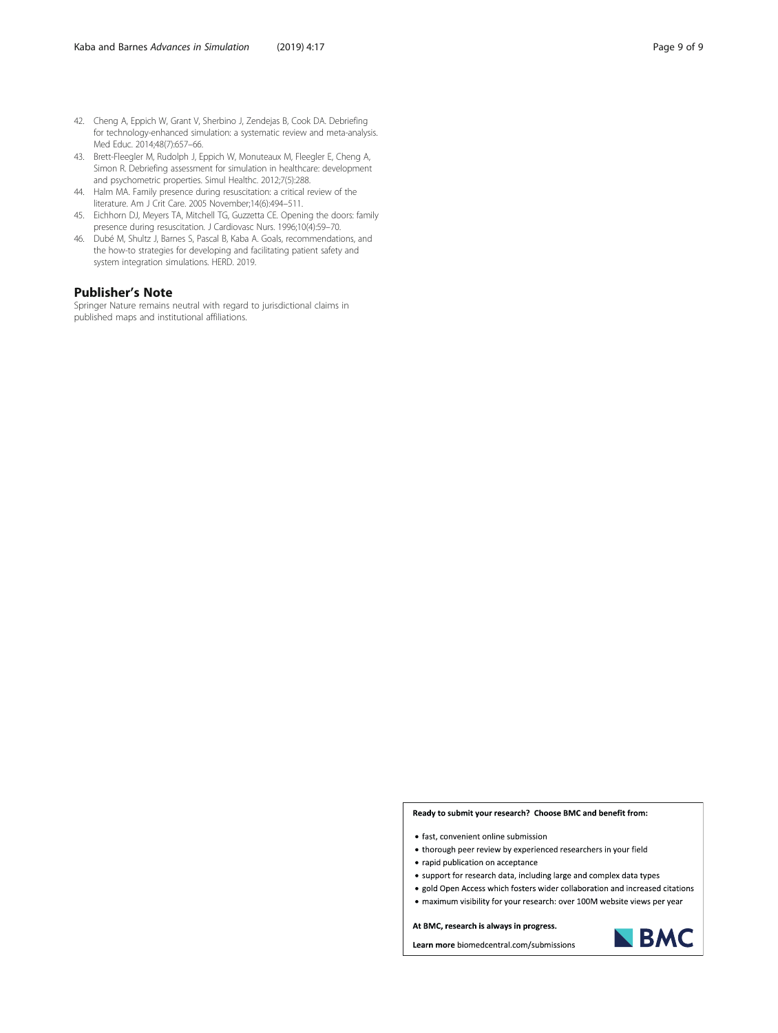42. Cheng A, Eppich W, Grant V, Sherbino J, Zendejas B, Cook DA. Debriefing for technology-enhanced simulation: a systematic review and meta-analysis. Med Educ. 2014;48(7):657–66.
43. Brett-Fleegler M, Rudolph J, Eppich W, Monuteaux M, Fleegler E, Cheng A, Simon R. Debriefing assessment for simulation in healthcare: development and psychometric properties. Simul Healthc. 2012;7(5):288.
44. Halm MA. Family presence during resuscitation: a critical review of the literature. Am J Crit Care. 2005 November;14(6):494–511.
45. Eichhorn DJ, Meyers TA, Mitchell TG, Guzzetta CE. Opening the doors: family presence during resuscitation. J Cardiovasc Nurs. 1996;10(4):59–70.
46. Dubé M, Shultz J, Barnes S, Pascal B, Kaba A. Goals, recommendations, and the how-to strategies for developing and facilitating patient safety and system integration simulations. HERD. 2019.

## Publisher's Note

Springer Nature remains neutral with regard to jurisdictional claims in published maps and institutional affiliations.

**Ready to submit your research? Choose BMC and benefit from:**

- fast, convenient online submission
- thorough peer review by experienced researchers in your field
- rapid publication on acceptance
- support for research data, including large and complex data types
- gold Open Access which fosters wider collaboration and increased citations
- maximum visibility for your research: over 100M website views per year

**At BMC, research is always in progress.**

**Learn more** biomedcentral.com/submissions

BMC